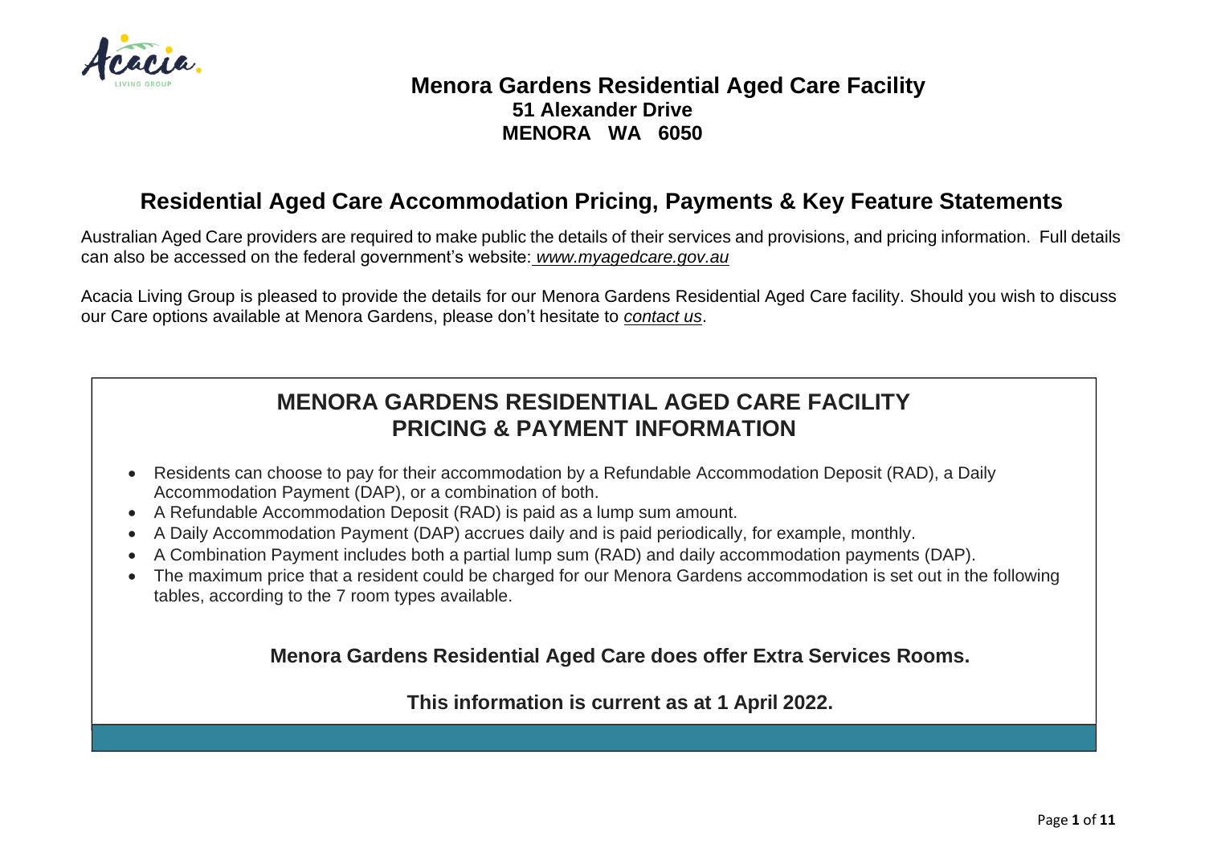# Menora Gardens Residential Aged Care Facility

**51 Alexander Drive**
**MENORA WA 6050**

## Residential Aged Care Accommodation Pricing, Payments & Key Feature Statements

Australian Aged Care providers are required to make public the details of their services and provisions, and pricing information. Full details can also be accessed on the federal government's website: *www.myagedcare.gov.au*

Acacia Living Group is pleased to provide the details for our Menora Gardens Residential Aged Care facility. Should you wish to discuss our Care options available at Menora Gardens, please don't hesitate to *contact us*.

## MENORA GARDENS RESIDENTIAL AGED CARE FACILITY PRICING & PAYMENT INFORMATION

- Residents can choose to pay for their accommodation by a Refundable Accommodation Deposit (RAD), a Daily Accommodation Payment (DAP), or a combination of both.
- A Refundable Accommodation Deposit (RAD) is paid as a lump sum amount.
- A Daily Accommodation Payment (DAP) accrues daily and is paid periodically, for example, monthly.
- A Combination Payment includes both a partial lump sum (RAD) and daily accommodation payments (DAP).
- The maximum price that a resident could be charged for our Menora Gardens accommodation is set out in the following tables, according to the 7 room types available.

**Menora Gardens Residential Aged Care does offer Extra Services Rooms.**

**This information is current as at 1 April 2022.**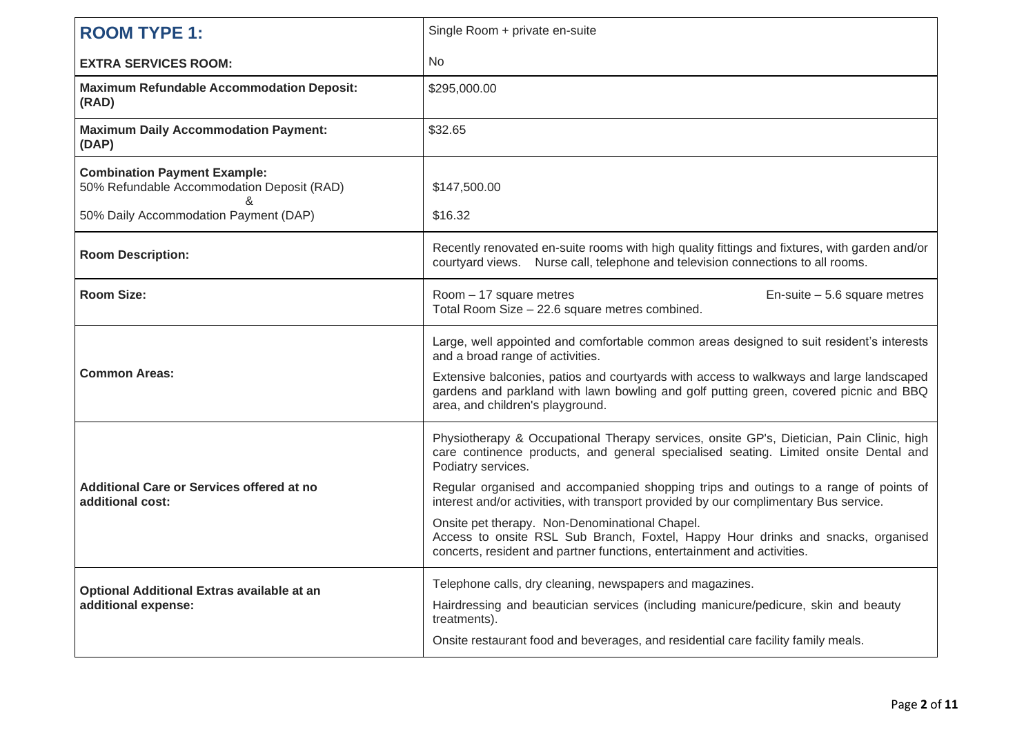| **ROOM TYPE 1:** | Single Room + private en-suite |
|---|---|
| **EXTRA SERVICES ROOM:** | No |
| **Maximum Refundable Accommodation Deposit: (RAD)** | $295,000.00 |
| **Maximum Daily Accommodation Payment: (DAP)** | $32.65 |
| **Combination Payment Example:**<br>50% Refundable Accommodation Deposit (RAD)<br>&<br>50% Daily Accommodation Payment (DAP) | $147,500.00<br><br>$16.32 |
| **Room Description:** | Recently renovated en-suite rooms with high quality fittings and fixtures, with garden and/or courtyard views. Nurse call, telephone and television connections to all rooms. |
| **Room Size:** | Room – 17 square metres En-suite – 5.6 square metres<br>Total Room Size – 22.6 square metres combined. |
| **Common Areas:** | Large, well appointed and comfortable common areas designed to suit resident's interests and a broad range of activities.<br><br>Extensive balconies, patios and courtyards with access to walkways and large landscaped gardens and parkland with lawn bowling and golf putting green, covered picnic and BBQ area, and children's playground. |
| **Additional Care or Services offered at no additional cost:** | Physiotherapy & Occupational Therapy services, onsite GP's, Dietician, Pain Clinic, high care continence products, and general specialised seating. Limited onsite Dental and Podiatry services.<br><br>Regular organised and accompanied shopping trips and outings to a range of points of interest and/or activities, with transport provided by our complimentary Bus service.<br><br>Onsite pet therapy. Non-Denominational Chapel.<br>Access to onsite RSL Sub Branch, Foxtel, Happy Hour drinks and snacks, organised concerts, resident and partner functions, entertainment and activities. |
| **Optional Additional Extras available at an additional expense:** | Telephone calls, dry cleaning, newspapers and magazines.<br><br>Hairdressing and beautician services (including manicure/pedicure, skin and beauty treatments).<br><br>Onsite restaurant food and beverages, and residential care facility family meals. |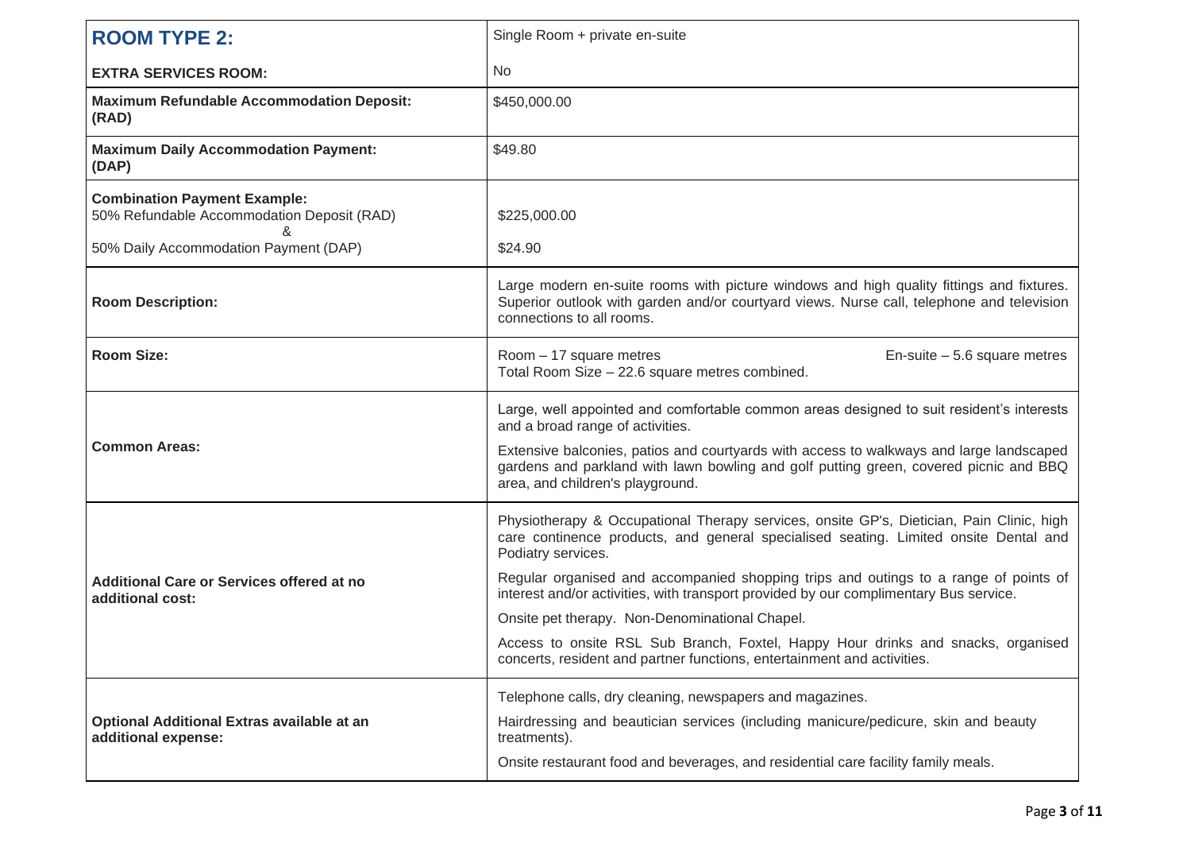| **ROOM TYPE 2:** | Single Room + private en-suite |
| --- | --- |
| **EXTRA SERVICES ROOM:** | No |
| **Maximum Refundable Accommodation Deposit: (RAD)** | $450,000.00 |
| **Maximum Daily Accommodation Payment: (DAP)** | $49.80 |
| **Combination Payment Example:**<br>50% Refundable Accommodation Deposit (RAD)<br>&<br>50% Daily Accommodation Payment (DAP) | $225,000.00<br><br>$24.90 |
| **Room Description:** | Large modern en-suite rooms with picture windows and high quality fittings and fixtures. Superior outlook with garden and/or courtyard views. Nurse call, telephone and television connections to all rooms. |
| **Room Size:** | Room – 17 square metres En-suite – 5.6 square metres<br>Total Room Size – 22.6 square metres combined. |
| **Common Areas:** | Large, well appointed and comfortable common areas designed to suit resident's interests and a broad range of activities.<br><br>Extensive balconies, patios and courtyards with access to walkways and large landscaped gardens and parkland with lawn bowling and golf putting green, covered picnic and BBQ area, and children's playground. |
| **Additional Care or Services offered at no additional cost:** | Physiotherapy & Occupational Therapy services, onsite GP's, Dietician, Pain Clinic, high care continence products, and general specialised seating. Limited onsite Dental and Podiatry services.<br><br>Regular organised and accompanied shopping trips and outings to a range of points of interest and/or activities, with transport provided by our complimentary Bus service.<br><br>Onsite pet therapy. Non-Denominational Chapel.<br><br>Access to onsite RSL Sub Branch, Foxtel, Happy Hour drinks and snacks, organised concerts, resident and partner functions, entertainment and activities. |
| **Optional Additional Extras available at an additional expense:** | Telephone calls, dry cleaning, newspapers and magazines.<br><br>Hairdressing and beautician services (including manicure/pedicure, skin and beauty treatments).<br><br>Onsite restaurant food and beverages, and residential care facility family meals. |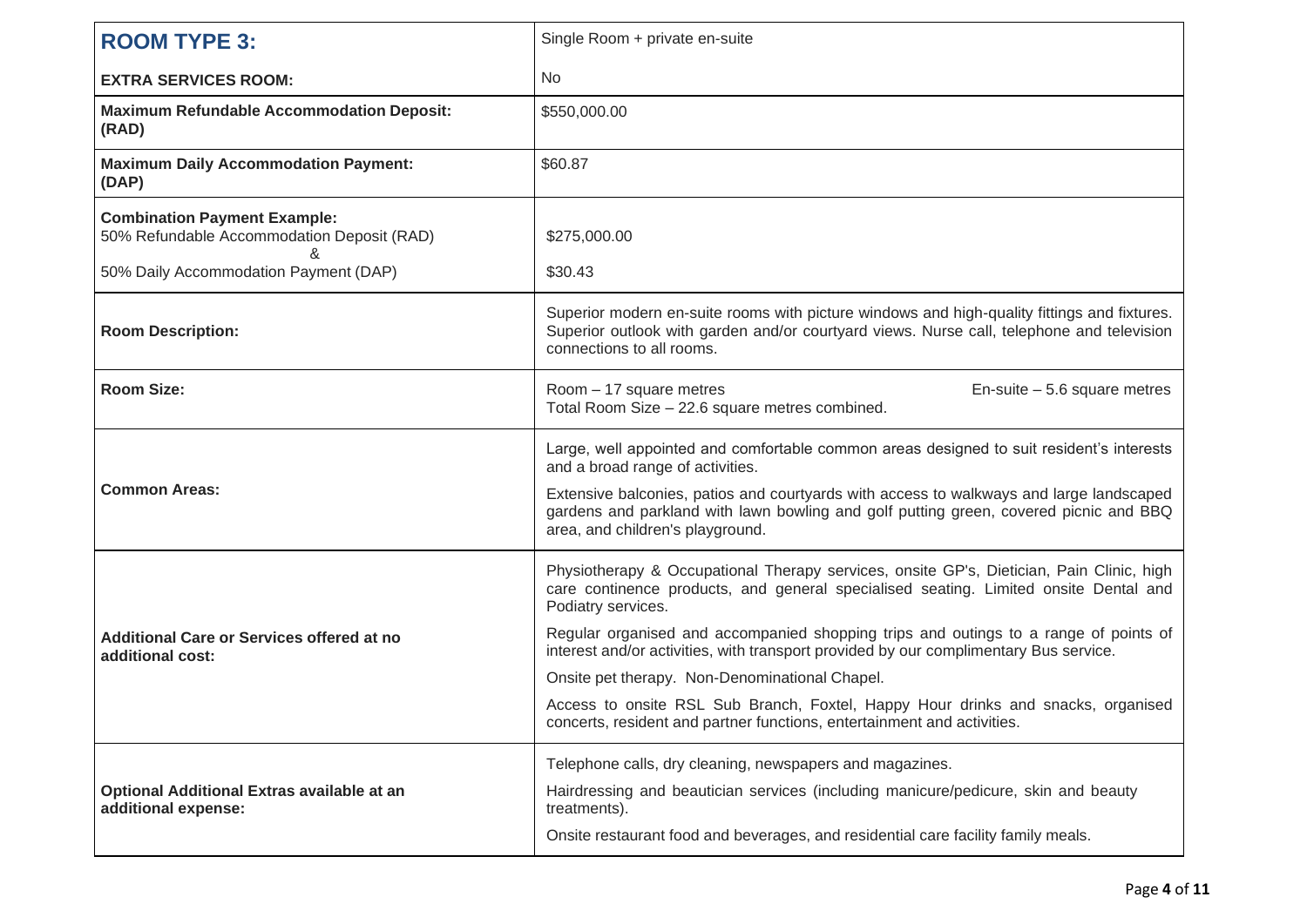| ROOM TYPE 3: | Single Room + private en-suite |
|---|---|
| **EXTRA SERVICES ROOM:** | No |
| **Maximum Refundable Accommodation Deposit: (RAD)** | $550,000.00 |
| **Maximum Daily Accommodation Payment: (DAP)** | $60.87 |
| **Combination Payment Example:**<br>50% Refundable Accommodation Deposit (RAD)<br>&<br>50% Daily Accommodation Payment (DAP) | $275,000.00<br><br>$30.43 |
| **Room Description:** | Superior modern en-suite rooms with picture windows and high-quality fittings and fixtures. Superior outlook with garden and/or courtyard views. Nurse call, telephone and television connections to all rooms. |
| **Room Size:** | Room – 17 square metres En-suite – 5.6 square metres<br>Total Room Size – 22.6 square metres combined. |
| **Common Areas:** | Large, well appointed and comfortable common areas designed to suit resident's interests and a broad range of activities.<br><br>Extensive balconies, patios and courtyards with access to walkways and large landscaped gardens and parkland with lawn bowling and golf putting green, covered picnic and BBQ area, and children's playground. |
| **Additional Care or Services offered at no additional cost:** | Physiotherapy & Occupational Therapy services, onsite GP's, Dietician, Pain Clinic, high care continence products, and general specialised seating. Limited onsite Dental and Podiatry services.<br><br>Regular organised and accompanied shopping trips and outings to a range of points of interest and/or activities, with transport provided by our complimentary Bus service.<br><br>Onsite pet therapy. Non-Denominational Chapel.<br><br>Access to onsite RSL Sub Branch, Foxtel, Happy Hour drinks and snacks, organised concerts, resident and partner functions, entertainment and activities. |
| **Optional Additional Extras available at an additional expense:** | Telephone calls, dry cleaning, newspapers and magazines.<br><br>Hairdressing and beautician services (including manicure/pedicure, skin and beauty treatments).<br><br>Onsite restaurant food and beverages, and residential care facility family meals. |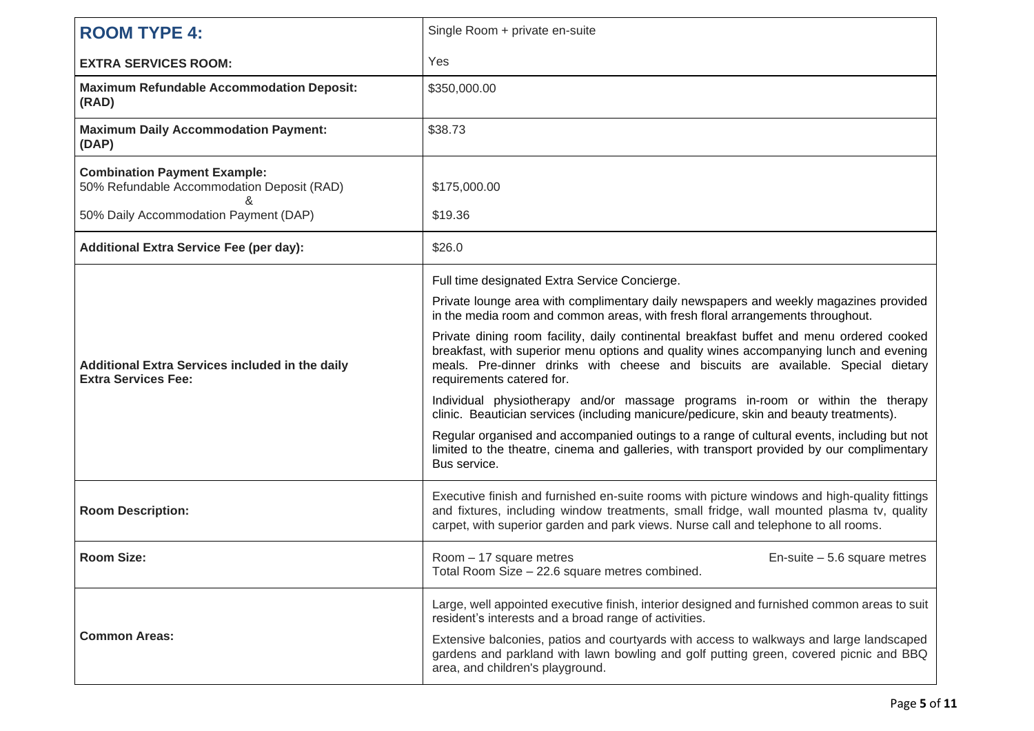| **ROOM TYPE 4:** | Single Room + private en-suite |
|---|---|
| **EXTRA SERVICES ROOM:** | Yes |
| **Maximum Refundable Accommodation Deposit: (RAD)** | $350,000.00 |
| **Maximum Daily Accommodation Payment: (DAP)** | $38.73 |
| **Combination Payment Example:** 50% Refundable Accommodation Deposit (RAD) & 50% Daily Accommodation Payment (DAP) | $175,000.00<br><br>$19.36 |
| **Additional Extra Service Fee (per day):** | $26.0 |
| **Additional Extra Services included in the daily Extra Services Fee:** | Full time designated Extra Service Concierge.<br><br>Private lounge area with complimentary daily newspapers and weekly magazines provided in the media room and common areas, with fresh floral arrangements throughout.<br><br>Private dining room facility, daily continental breakfast buffet and menu ordered cooked breakfast, with superior menu options and quality wines accompanying lunch and evening meals. Pre-dinner drinks with cheese and biscuits are available. Special dietary requirements catered for.<br><br>Individual physiotherapy and/or massage programs in-room or within the therapy clinic. Beautician services (including manicure/pedicure, skin and beauty treatments).<br><br>Regular organised and accompanied outings to a range of cultural events, including but not limited to the theatre, cinema and galleries, with transport provided by our complimentary Bus service. |
| **Room Description:** | Executive finish and furnished en-suite rooms with picture windows and high-quality fittings and fixtures, including window treatments, small fridge, wall mounted plasma tv, quality carpet, with superior garden and park views. Nurse call and telephone to all rooms. |
| **Room Size:** | Room – 17 square metres En-suite – 5.6 square metres<br>Total Room Size – 22.6 square metres combined. |
| **Common Areas:** | Large, well appointed executive finish, interior designed and furnished common areas to suit resident's interests and a broad range of activities.<br><br>Extensive balconies, patios and courtyards with access to walkways and large landscaped gardens and parkland with lawn bowling and golf putting green, covered picnic and BBQ area, and children's playground. |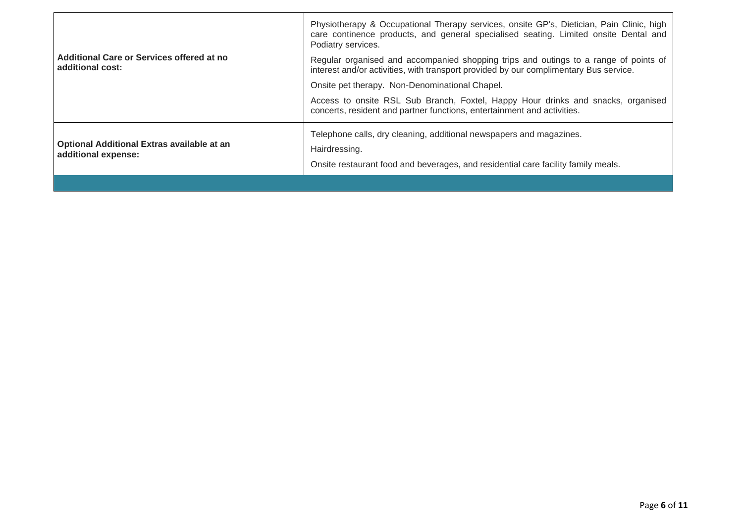| | |
|---|---|
| **Additional Care or Services offered at no additional cost:** | Physiotherapy & Occupational Therapy services, onsite GP's, Dietician, Pain Clinic, high care continence products, and general specialised seating. Limited onsite Dental and Podiatry services.<br><br>Regular organised and accompanied shopping trips and outings to a range of points of interest and/or activities, with transport provided by our complimentary Bus service.<br><br>Onsite pet therapy. Non-Denominational Chapel.<br><br>Access to onsite RSL Sub Branch, Foxtel, Happy Hour drinks and snacks, organised concerts, resident and partner functions, entertainment and activities. |
| **Optional Additional Extras available at an additional expense:** | Telephone calls, dry cleaning, additional newspapers and magazines.<br><br>Hairdressing.<br><br>Onsite restaurant food and beverages, and residential care facility family meals. |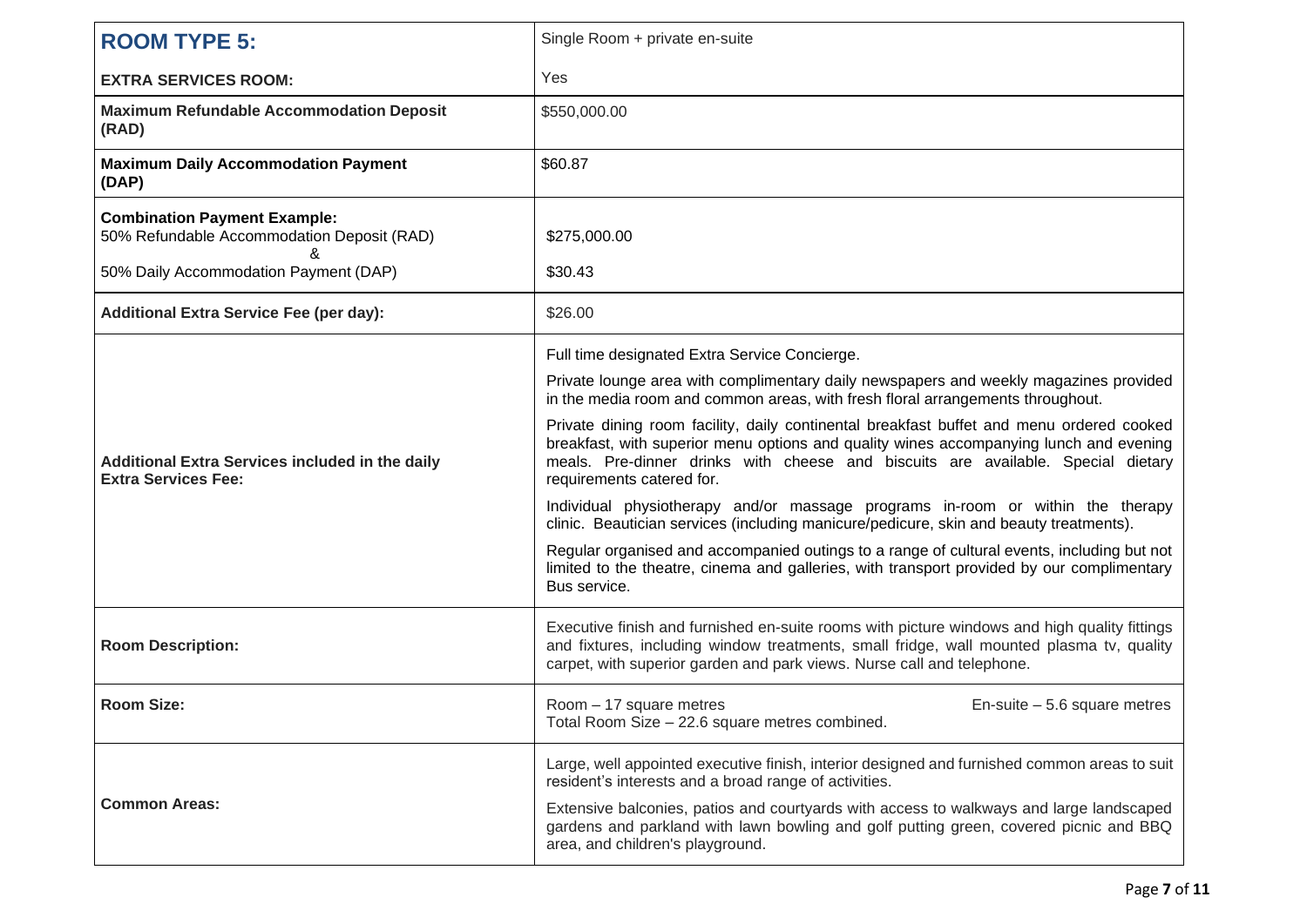| **ROOM TYPE 5:** | Single Room + private en-suite |
|---|---|
| **EXTRA SERVICES ROOM:** | Yes |
| **Maximum Refundable Accommodation Deposit (RAD)** | $550,000.00 |
| **Maximum Daily Accommodation Payment (DAP)** | $60.87 |
| **Combination Payment Example:**<br>50% Refundable Accommodation Deposit (RAD)<br>&<br>50% Daily Accommodation Payment (DAP) | $275,000.00<br><br>$30.43 |
| **Additional Extra Service Fee (per day):** | $26.00 |
| **Additional Extra Services included in the daily Extra Services Fee:** | Full time designated Extra Service Concierge.<br><br>Private lounge area with complimentary daily newspapers and weekly magazines provided in the media room and common areas, with fresh floral arrangements throughout.<br><br>Private dining room facility, daily continental breakfast buffet and menu ordered cooked breakfast, with superior menu options and quality wines accompanying lunch and evening meals. Pre-dinner drinks with cheese and biscuits are available. Special dietary requirements catered for.<br><br>Individual physiotherapy and/or massage programs in-room or within the therapy clinic. Beautician services (including manicure/pedicure, skin and beauty treatments).<br><br>Regular organised and accompanied outings to a range of cultural events, including but not limited to the theatre, cinema and galleries, with transport provided by our complimentary Bus service. |
| **Room Description:** | Executive finish and furnished en-suite rooms with picture windows and high quality fittings and fixtures, including window treatments, small fridge, wall mounted plasma tv, quality carpet, with superior garden and park views. Nurse call and telephone. |
| **Room Size:** | Room – 17 square metres En-suite – 5.6 square metres<br>Total Room Size – 22.6 square metres combined. |
| **Common Areas:** | Large, well appointed executive finish, interior designed and furnished common areas to suit resident's interests and a broad range of activities.<br><br>Extensive balconies, patios and courtyards with access to walkways and large landscaped gardens and parkland with lawn bowling and golf putting green, covered picnic and BBQ area, and children's playground. |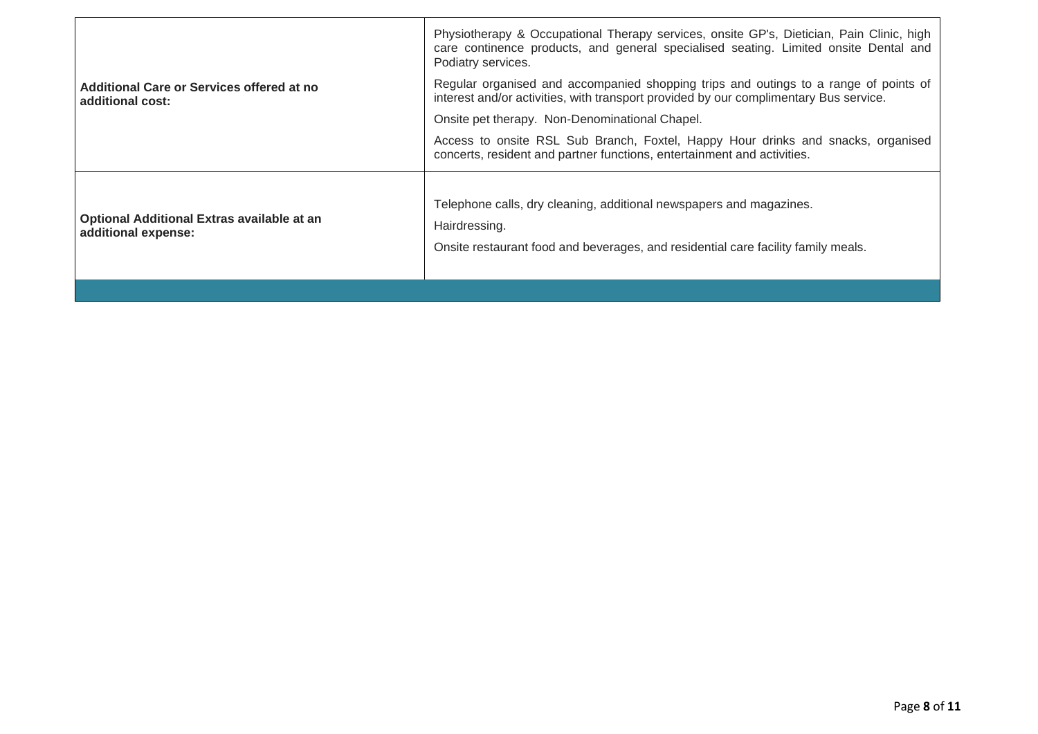| | |
|---|---|
| **Additional Care or Services offered at no additional cost:** | Physiotherapy & Occupational Therapy services, onsite GP's, Dietician, Pain Clinic, high care continence products, and general specialised seating. Limited onsite Dental and Podiatry services.<br><br>Regular organised and accompanied shopping trips and outings to a range of points of interest and/or activities, with transport provided by our complimentary Bus service.<br><br>Onsite pet therapy. Non-Denominational Chapel.<br><br>Access to onsite RSL Sub Branch, Foxtel, Happy Hour drinks and snacks, organised concerts, resident and partner functions, entertainment and activities. |
| **Optional Additional Extras available at an additional expense:** | Telephone calls, dry cleaning, additional newspapers and magazines.<br><br>Hairdressing.<br><br>Onsite restaurant food and beverages, and residential care facility family meals. |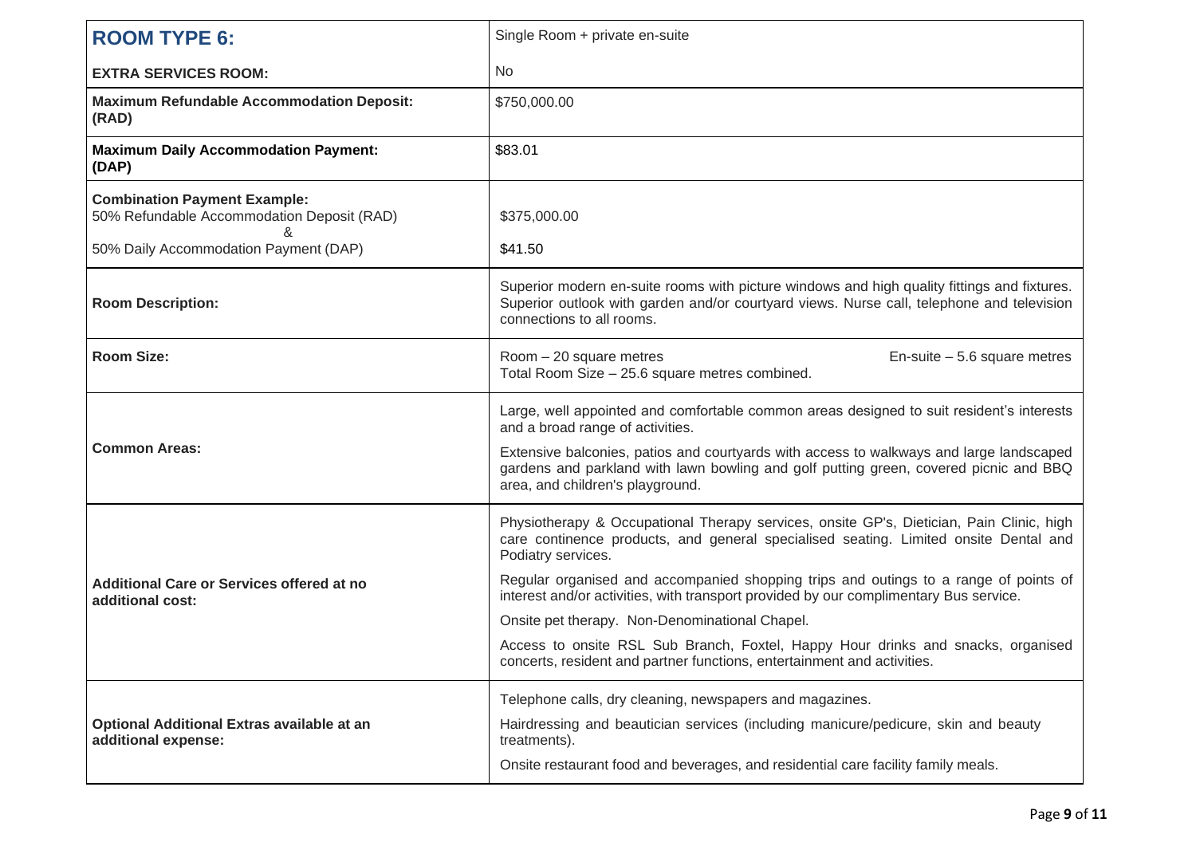| **ROOM TYPE 6:** | Single Room + private en-suite |
|---|---|
| **EXTRA SERVICES ROOM:** | No |
| **Maximum Refundable Accommodation Deposit: (RAD)** | $750,000.00 |
| **Maximum Daily Accommodation Payment: (DAP)** | $83.01 |
| **Combination Payment Example:** 50% Refundable Accommodation Deposit (RAD) & 50% Daily Accommodation Payment (DAP) | $375,000.00<br>$41.50 |
| **Room Description:** | Superior modern en-suite rooms with picture windows and high quality fittings and fixtures. Superior outlook with garden and/or courtyard views. Nurse call, telephone and television connections to all rooms. |
| **Room Size:** | Room – 20 square metres En-suite – 5.6 square metres<br>Total Room Size – 25.6 square metres combined. |
| **Common Areas:** | Large, well appointed and comfortable common areas designed to suit resident's interests and a broad range of activities.<br>Extensive balconies, patios and courtyards with access to walkways and large landscaped gardens and parkland with lawn bowling and golf putting green, covered picnic and BBQ area, and children's playground. |
| **Additional Care or Services offered at no additional cost:** | Physiotherapy & Occupational Therapy services, onsite GP's, Dietician, Pain Clinic, high care continence products, and general specialised seating. Limited onsite Dental and Podiatry services.<br>Regular organised and accompanied shopping trips and outings to a range of points of interest and/or activities, with transport provided by our complimentary Bus service.<br>Onsite pet therapy. Non-Denominational Chapel.<br>Access to onsite RSL Sub Branch, Foxtel, Happy Hour drinks and snacks, organised concerts, resident and partner functions, entertainment and activities. |
| **Optional Additional Extras available at an additional expense:** | Telephone calls, dry cleaning, newspapers and magazines.<br>Hairdressing and beautician services (including manicure/pedicure, skin and beauty treatments).<br>Onsite restaurant food and beverages, and residential care facility family meals. |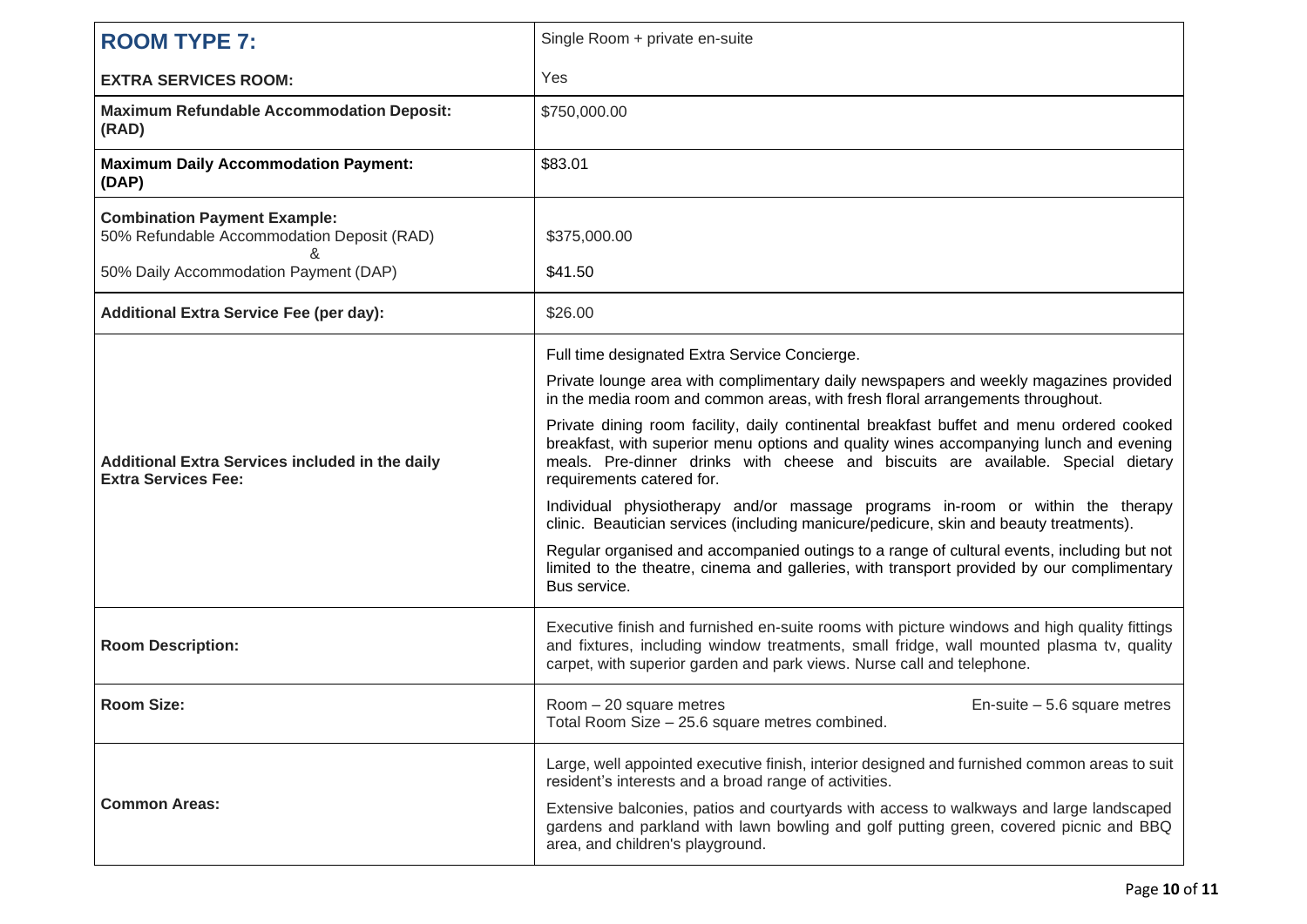| **ROOM TYPE 7:** | Single Room + private en-suite |
|---|---|
| **EXTRA SERVICES ROOM:** | Yes |
| **Maximum Refundable Accommodation Deposit: (RAD)** | $750,000.00 |
| **Maximum Daily Accommodation Payment: (DAP)** | $83.01 |
| **Combination Payment Example:**<br>50% Refundable Accommodation Deposit (RAD)<br>&<br>50% Daily Accommodation Payment (DAP) | $375,000.00<br><br>$41.50 |
| **Additional Extra Service Fee (per day):** | $26.00 |
| **Additional Extra Services included in the daily Extra Services Fee:** | Full time designated Extra Service Concierge.<br><br>Private lounge area with complimentary daily newspapers and weekly magazines provided in the media room and common areas, with fresh floral arrangements throughout.<br><br>Private dining room facility, daily continental breakfast buffet and menu ordered cooked breakfast, with superior menu options and quality wines accompanying lunch and evening meals. Pre-dinner drinks with cheese and biscuits are available. Special dietary requirements catered for.<br><br>Individual physiotherapy and/or massage programs in-room or within the therapy clinic. Beautician services (including manicure/pedicure, skin and beauty treatments).<br><br>Regular organised and accompanied outings to a range of cultural events, including but not limited to the theatre, cinema and galleries, with transport provided by our complimentary Bus service. |
| **Room Description:** | Executive finish and furnished en-suite rooms with picture windows and high quality fittings and fixtures, including window treatments, small fridge, wall mounted plasma tv, quality carpet, with superior garden and park views. Nurse call and telephone. |
| **Room Size:** | Room – 20 square metres En-suite – 5.6 square metres<br>Total Room Size – 25.6 square metres combined. |
| **Common Areas:** | Large, well appointed executive finish, interior designed and furnished common areas to suit resident's interests and a broad range of activities.<br><br>Extensive balconies, patios and courtyards with access to walkways and large landscaped gardens and parkland with lawn bowling and golf putting green, covered picnic and BBQ area, and children's playground. |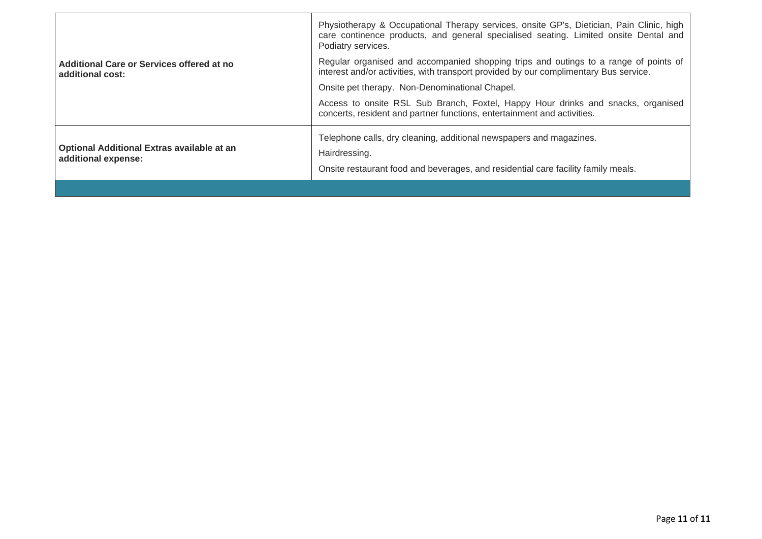| | |
|---|---|
| **Additional Care or Services offered at no additional cost:** | Physiotherapy & Occupational Therapy services, onsite GP's, Dietician, Pain Clinic, high care continence products, and general specialised seating. Limited onsite Dental and Podiatry services.<br><br>Regular organised and accompanied shopping trips and outings to a range of points of interest and/or activities, with transport provided by our complimentary Bus service.<br><br>Onsite pet therapy. Non-Denominational Chapel.<br><br>Access to onsite RSL Sub Branch, Foxtel, Happy Hour drinks and snacks, organised concerts, resident and partner functions, entertainment and activities. |
| **Optional Additional Extras available at an additional expense:** | Telephone calls, dry cleaning, additional newspapers and magazines.<br><br>Hairdressing.<br><br>Onsite restaurant food and beverages, and residential care facility family meals. |